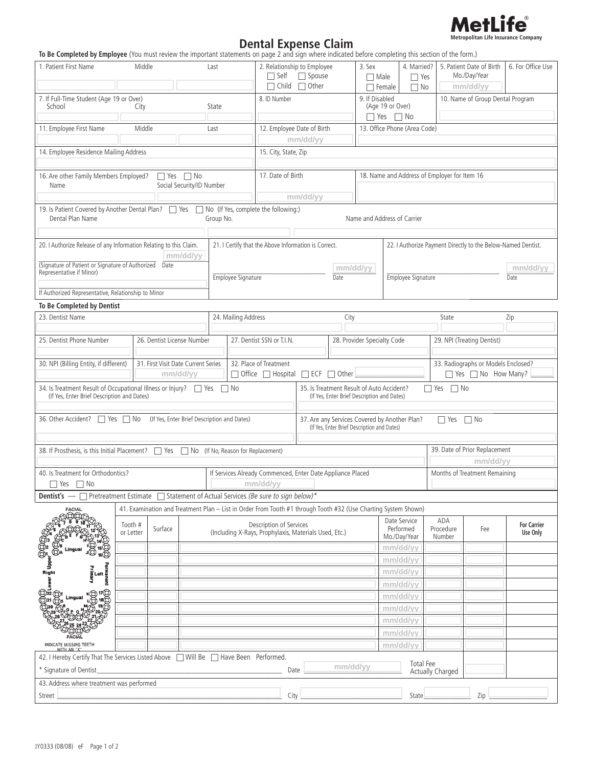MetLife®
Metropolitan Life Insurance Company

# Dental Expense Claim

**To Be Completed by Employee** (You must review the important statements on page 2 and sign where indicated before completing this section of the form.)

| 1. Patient First Name / Middle / Last | 2. Relationship to Employee ☐ Self ☐ Spouse ☐ Child ☐ Other | 3. Sex ☐ Male ☐ Female | 4. Married? ☐ Yes ☐ No | 5. Patient Date of Birth Mo./Day/Year mm/dd/yy | 6. For Office Use |
|---|---|---|---|---|---|
| 7. If Full-Time Student (Age 19 or Over) School / City / State | 8. ID Number | 9. If Disabled (Age 19 or Over) ☐ Yes ☐ No | | 10. Name of Group Dental Program | |
| 11. Employee First Name / Middle / Last | 12. Employee Date of Birth mm/dd/yy | 13. Office Phone (Area Code) | | | |
| 14. Employee Residence Mailing Address | 15. City, State, Zip | | | | |
| 16. Are other Family Members Employed? ☐ Yes ☐ No Name / Social Security/ID Number | 17. Date of Birth mm/dd/yy | 18. Name and Address of Employer for Item 16 | | | |

19. Is Patient Covered by Another Dental Plan? ☐ Yes ☐ No (If Yes, complete the following:)
Dental Plan Name | Group No. | Name and Address of Carrier

| 20. I Authorize Release of any Information Relating to this Claim. | 21. I Certify that the Above Information is Correct. | 22. I Authorize Payment Directly to the Below-Named Dentist. |
|---|---|---|
| (Signature of Patient or Signature of Authorized Representative if Minor) Date mm/dd/yy | Employee Signature Date mm/dd/yy | Employee Signature Date mm/dd/yy |
| If Authorized Representative, Relationship to Minor | | |

**To Be Completed by Dentist**

| 23. Dentist Name | 24. Mailing Address / City | State | Zip |
|---|---|---|---|
| 25. Dentist Phone Number | 26. Dentist License Number | 27. Dentist SSN or T.I.N. | 28. Provider Specialty Code | 29. NPI (Treating Dentist) |
| 30. NPI (Billing Entity, if different) | 31. First Visit Date Current Series mm/dd/yy | 32. Place of Treatment ☐ Office ☐ Hospital ☐ ECF ☐ Other | | 33. Radiographs or Models Enclosed? ☐ Yes ☐ No How Many? |

34. Is Treatment Result of Occupational Illness or Injury? ☐ Yes ☐ No (If Yes, Enter Brief Description and Dates)

35. Is Treatment Result of Auto Accident? ☐ Yes ☐ No (If Yes, Enter Brief Description and Dates)

36. Other Accident? ☐ Yes ☐ No (If Yes, Enter Brief Description and Dates)

37. Are any Services Covered by Another Plan? ☐ Yes ☐ No (If Yes, Enter Brief Description and Dates)

38. If Prosthesis, is this Initial Placement? ☐ Yes ☐ No (If No, Reason for Replacement)

39. Date of Prior Replacement mm/dd/yy

40. Is Treatment for Orthodontics? ☐ Yes ☐ No

If Services Already Commenced, Enter Date Appliance Placed mm/dd/yy

Months of Treatment Remaining

**Dentist's** — ☐ Pretreatment Estimate ☐ Statement of Actual Services *(Be sure to sign below)**

41. Examination and Treatment Plan – List in Order From Tooth #1 through Tooth #32 (Use Charting System Shown)

(Tooth chart: Facial, Lingual, Upper, Lower, Right, Left, Primary, Permanent — INDICATE MISSING TEETH WITH AN "X")

| Tooth # or Letter | Surface | Description of Services (Including X-Rays, Prophylaxis, Materials Used, Etc.) | Date Service Performed Mo./Day/Year | ADA Procedure Number | Fee | For Carrier Use Only |
|---|---|---|---|---|---|---|
| | | | mm/dd/yy | | | |
| | | | mm/dd/yy | | | |
| | | | mm/dd/yy | | | |
| | | | mm/dd/yy | | | |
| | | | mm/dd/yy | | | |
| | | | mm/dd/yy | | | |
| | | | mm/dd/yy | | | |
| | | | mm/dd/yy | | | |
| | | | mm/dd/yy | | | |

42. I Hereby Certify That The Services Listed Above ☐ Will Be ☐ Have Been Performed.

\* Signature of Dentist\_\_\_\_\_\_\_\_\_\_ Date mm/dd/yy Total Fee Actually Charged

43. Address where treatment was performed

Street \_\_\_\_\_\_ City \_\_\_\_\_\_ State \_\_\_\_\_\_ Zip \_\_\_\_\_\_

JY0333 (08/08) eF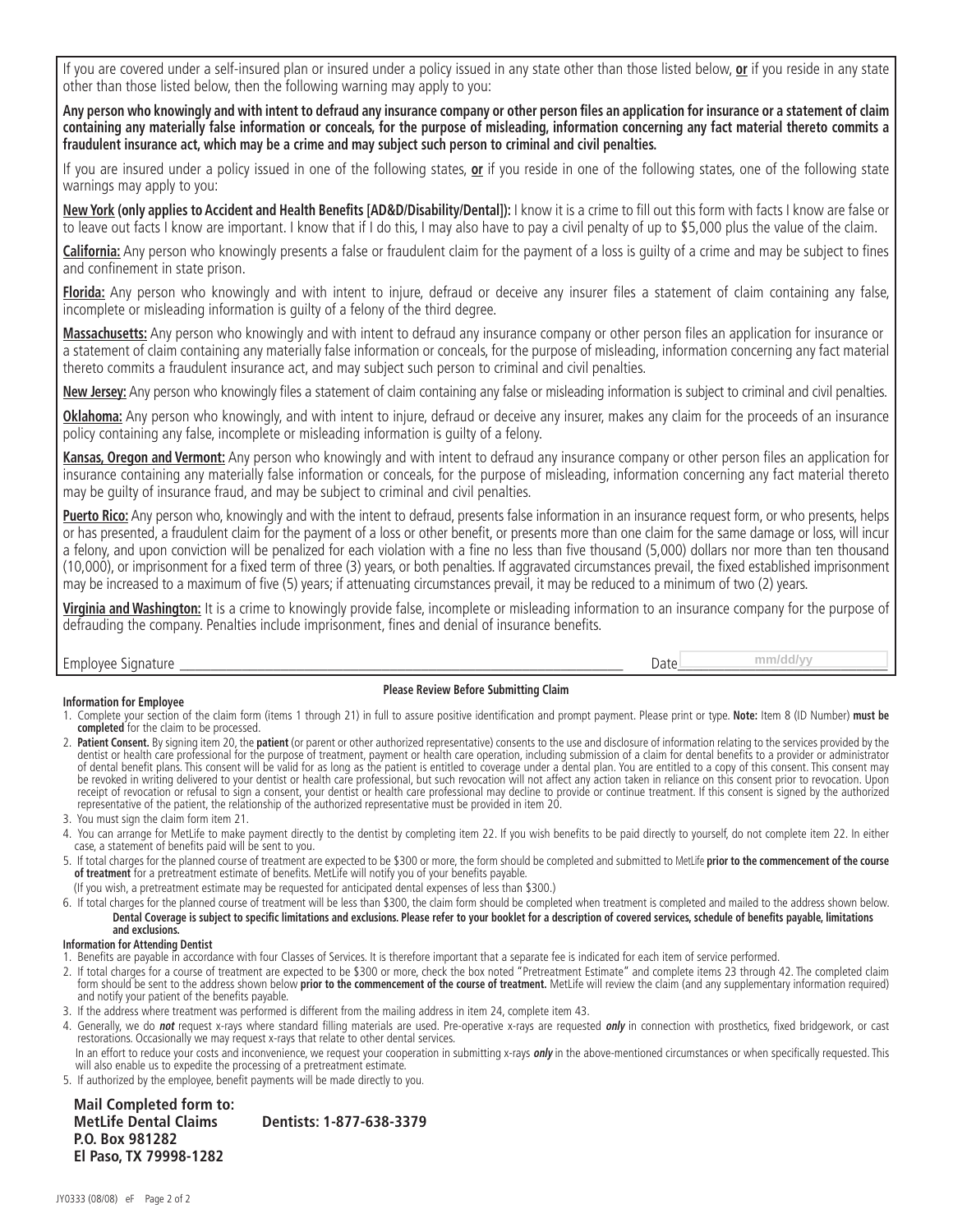If you are covered under a self-insured plan or insured under a policy issued in any state other than those listed below, **or** if you reside in any state other than those listed below, then the following warning may apply to you:

**Any person who knowingly and with intent to defraud any insurance company or other person files an application for insurance or a statement of claim containing any materially false information or conceals, for the purpose of misleading, information concerning any fact material thereto commits a fraudulent insurance act, which may be a crime and may subject such person to criminal and civil penalties.**

If you are insured under a policy issued in one of the following states, **or** if you reside in one of the following states, one of the following state warnings may apply to you:

**New York (only applies to Accident and Health Benefits [AD&D/Disability/Dental]):** I know it is a crime to fill out this form with facts I know are false or to leave out facts I know are important. I know that if I do this, I may also have to pay a civil penalty of up to $5,000 plus the value of the claim.

**California:** Any person who knowingly presents a false or fraudulent claim for the payment of a loss is guilty of a crime and may be subject to fines and confinement in state prison.

**Florida:** Any person who knowingly and with intent to injure, defraud or deceive any insurer files a statement of claim containing any false, incomplete or misleading information is guilty of a felony of the third degree.

**Massachusetts:** Any person who knowingly and with intent to defraud any insurance company or other person files an application for insurance or a statement of claim containing any materially false information or conceals, for the purpose of misleading, information concerning any fact material thereto commits a fraudulent insurance act, and may subject such person to criminal and civil penalties.

**New Jersey:** Any person who knowingly files a statement of claim containing any false or misleading information is subject to criminal and civil penalties.

**Oklahoma:** Any person who knowingly, and with intent to injure, defraud or deceive any insurer, makes any claim for the proceeds of an insurance policy containing any false, incomplete or misleading information is guilty of a felony.

**Kansas, Oregon and Vermont:** Any person who knowingly and with intent to defraud any insurance company or other person files an application for insurance containing any materially false information or conceals, for the purpose of misleading, information concerning any fact material thereto may be guilty of insurance fraud, and may be subject to criminal and civil penalties.

**Puerto Rico:** Any person who, knowingly and with the intent to defraud, presents false information in an insurance request form, or who presents, helps or has presented, a fraudulent claim for the payment of a loss or other benefit, or presents more than one claim for the same damage or loss, will incur a felony, and upon conviction will be penalized for each violation with a fine no less than five thousand (5,000) dollars nor more than ten thousand (10,000), or imprisonment for a fixed term of three (3) years, or both penalties. If aggravated circumstances prevail, the fixed established imprisonment may be increased to a maximum of five (5) years; if attenuating circumstances prevail, it may be reduced to a minimum of two (2) years.

**Virginia and Washington:** It is a crime to knowingly provide false, incomplete or misleading information to an insurance company for the purpose of defrauding the company. Penalties include imprisonment, fines and denial of insurance benefits.

Employee Signature ______________________________ Date mm/dd/yy

**Please Review Before Submitting Claim**

**Information for Employee**

1. Complete your section of the claim form (items 1 through 21) in full to assure positive identification and prompt payment. Please print or type. **Note:** Item 8 (ID Number) **must be completed** for the claim to be processed.
2. **Patient Consent.** By signing item 20, the **patient** (or parent or other authorized representative) consents to the use and disclosure of information relating to the services provided by the dentist or health care professional for the purpose of treatment, payment or health care operation, including submission of a claim for dental benefits to a provider or administrator of dental benefit plans. This consent will be valid for as long as the patient is entitled to coverage under a dental plan. You are entitled to a copy of this consent. This consent may be revoked in writing delivered to your dentist or health care professional, but such revocation will not affect any action taken in reliance on this consent prior to revocation. Upon receipt of revocation or refusal to sign a consent, your dentist or health care professional may decline to provide or continue treatment. If this consent is signed by the authorized representative of the patient, the relationship of the authorized representative must be provided in item 20.
3. You must sign the claim form item 21.
4. You can arrange for MetLife to make payment directly to the dentist by completing item 22. If you wish benefits to be paid directly to yourself, do not complete item 22. In either case, a statement of benefits paid will be sent to you.
5. If total charges for the planned course of treatment are expected to be $300 or more, the form should be completed and submitted to MetLife **prior to the commencement of the course of treatment** for a pretreatment estimate of benefits. MetLife will notify you of your benefits payable.
   (If you wish, a pretreatment estimate may be requested for anticipated dental expenses of less than $300.)
6. If total charges for the planned course of treatment will be less than $300, the claim form should be completed when treatment is completed and mailed to the address shown below.

**Dental Coverage is subject to specific limitations and exclusions. Please refer to your booklet for a description of covered services, schedule of benefits payable, limitations and exclusions.**

**Information for Attending Dentist**

1. Benefits are payable in accordance with four Classes of Services. It is therefore important that a separate fee is indicated for each item of service performed.
2. If total charges for a course of treatment are expected to be $300 or more, check the box noted "Pretreatment Estimate" and complete items 23 through 42. The completed claim form should be sent to the address shown below **prior to the commencement of the course of treatment.** MetLife will review the claim (and any supplementary information required) and notify your patient of the benefits payable.
3. If the address where treatment was performed is different from the mailing address in item 24, complete item 43.
4. Generally, we do ***not*** request x-rays where standard filling materials are used. Pre-operative x-rays are requested ***only*** in connection with prosthetics, fixed bridgework, or cast restorations. Occasionally we may request x-rays that relate to other dental services.
   In an effort to reduce your costs and inconvenience, we request your cooperation in submitting x-rays ***only*** in the above-mentioned circumstances or when specifically requested. This will also enable us to expedite the processing of a pretreatment estimate.
5. If authorized by the employee, benefit payments will be made directly to you.

**Mail Completed form to:**
**MetLife Dental Claims**
**P.O. Box 981282**
**El Paso, TX 79998-1282**

**Dentists: 1-877-638-3379**

JY0333 (08/08) eF